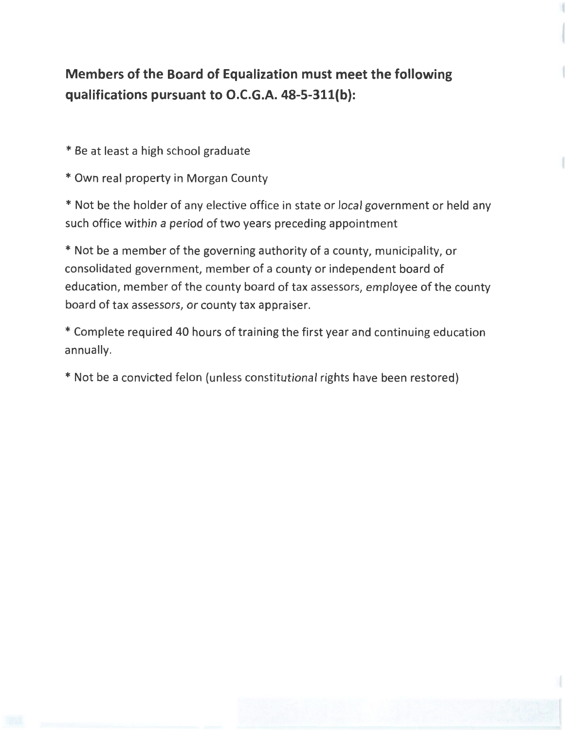**Members of the Board of Equalization must meet the following qualifications pursuant to O.C.G.A. 48-5-311(b):**

* Be at least a high school graduate

* Own real property in Morgan County

* Not be the holder of any elective office in state or local government or held any such office within a period of two years preceding appointment

* Not be a member of the governing authority of a county, municipality, or consolidated government, member of a county or independent board of education, member of the county board of tax assessors, employee of the county board of tax assessors, or county tax appraiser.

* Complete required 40 hours of training the first year and continuing education annually.

* Not be a convicted felon (unless constitutional rights have been restored)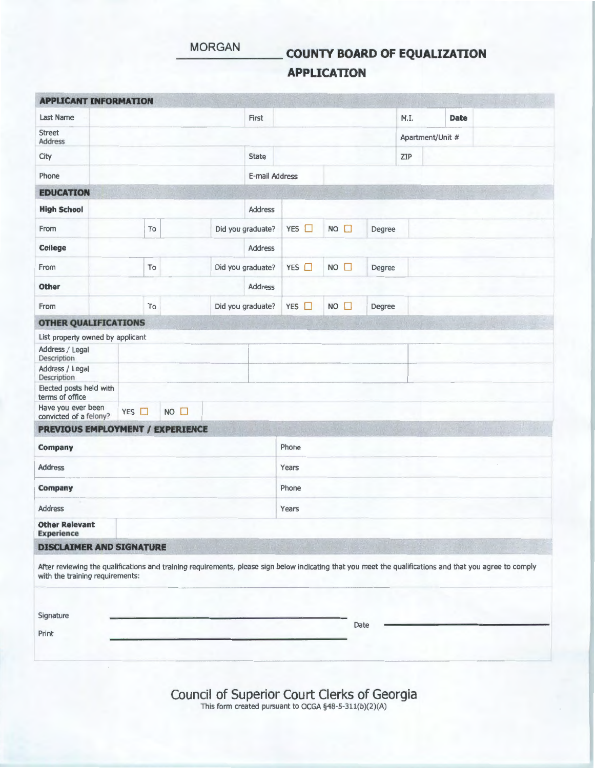# MORGAN COUNTY BOARD OF EQUALIZATION APPLICATION

## APPLICANT INFORMATION

| | | | | | | | |
|---|---|---|---|---|---|---|---|
| Last Name | | First | | M.I. | | **Date** | |
| Street Address | | | | Apartment/Unit # | | | |
| City | | State | | ZIP | | | |
| Phone | | E-mail Address | | | | | |

## EDUCATION

| | | | | | | | | |
|---|---|---|---|---|---|---|---|---|
| **High School** | | | | Address | | | | |
| From | | To | | Did you graduate? | YES ☐ | NO ☐ | Degree | |
| **College** | | | | Address | | | | |
| From | | To | | Did you graduate? | YES ☐ | NO ☐ | Degree | |
| **Other** | | | | Address | | | | |
| From | | To | | Did you graduate? | YES ☐ | NO ☐ | Degree | |

## OTHER QUALIFICATIONS

List property owned by applicant

| | | | |
|---|---|---|---|
| Address / Legal Description | | | |
| Address / Legal Description | | | |
| Elected posts held with terms of office | | | |
| Have you ever been convicted of a felony? | YES ☐ | NO ☐ | |

## PREVIOUS EMPLOYMENT / EXPERIENCE

| | |
|---|---|
| **Company** | Phone |
| Address | Years |
| **Company** | Phone |
| Address | Years |
| **Other Relevant Experience** | |

## DISCLAIMER AND SIGNATURE

After reviewing the qualifications and training requirements, please sign below indicating that you meet the qualifications and that you agree to comply with the training requirements:

Signature ______________________________ Date ______________________

Print ______________________________

Council of Superior Court Clerks of Georgia

This form created pursuant to OCGA §48-5-311(b)(2)(A)